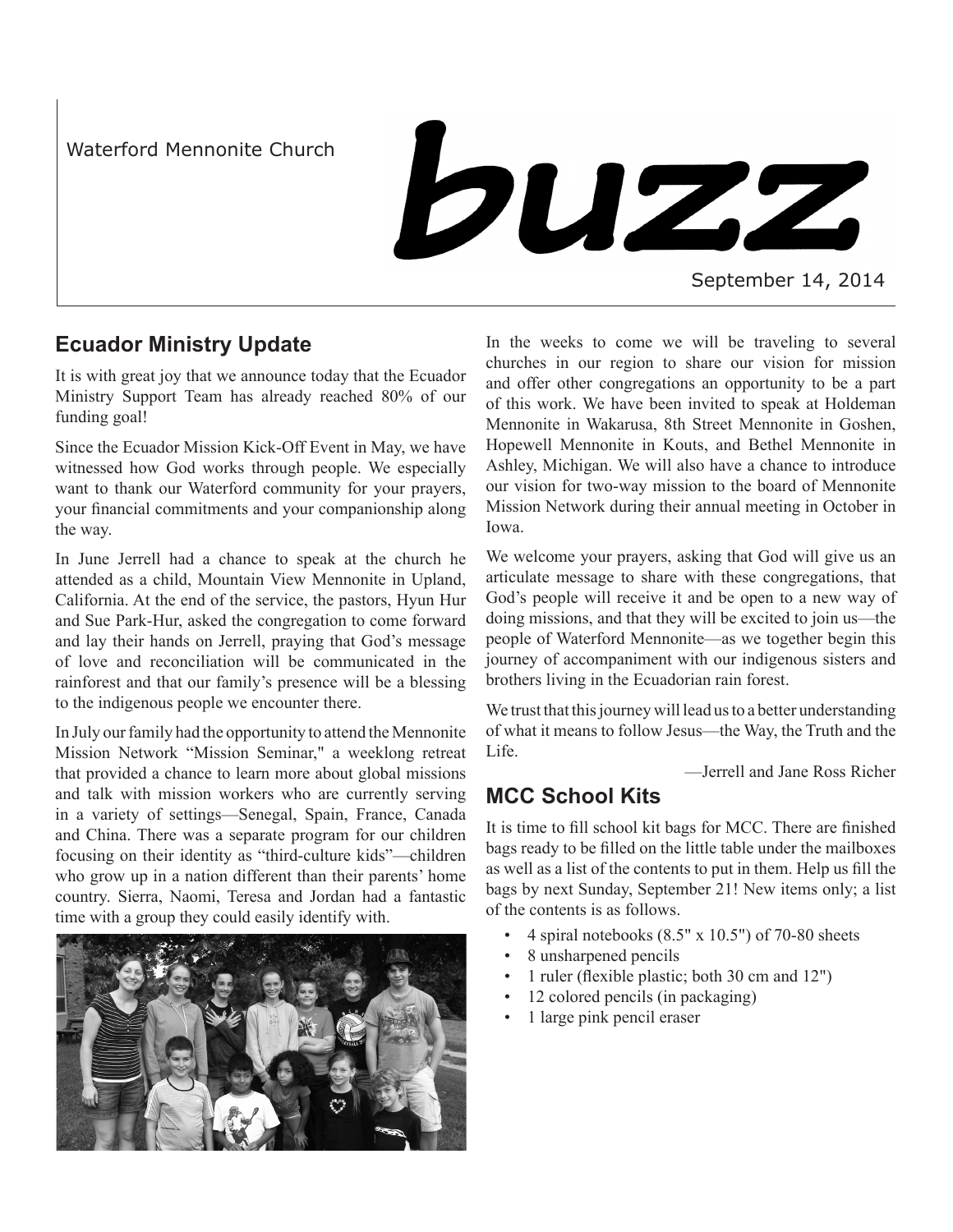Waterford Mennonite Church

# buzz

September 14, 2014

## Ecuador Ministry Update

It is with great joy that we announce today that the Ecuador Ministry Support Team has already reached 80% of our funding goal!

Since the Ecuador Mission Kick-Off Event in May, we have witnessed how God works through people. We especially want to thank our Waterford community for your prayers, your financial commitments and your companionship along the way.

In June Jerrell had a chance to speak at the church he attended as a child, Mountain View Mennonite in Upland, California. At the end of the service, the pastors, Hyun Hur and Sue Park-Hur, asked the congregation to come forward and lay their hands on Jerrell, praying that God's message of love and reconciliation will be communicated in the rainforest and that our family's presence will be a blessing to the indigenous people we encounter there.

In July our family had the opportunity to attend the Mennonite Mission Network "Mission Seminar," a weeklong retreat that provided a chance to learn more about global missions and talk with mission workers who are currently serving in a variety of settings—Senegal, Spain, France, Canada and China. There was a separate program for our children focusing on their identity as "third-culture kids"—children who grow up in a nation different than their parents' home country. Sierra, Naomi, Teresa and Jordan had a fantastic time with a group they could easily identify with.

In the weeks to come we will be traveling to several churches in our region to share our vision for mission and offer other congregations an opportunity to be a part of this work. We have been invited to speak at Holdeman Mennonite in Wakarusa, 8th Street Mennonite in Goshen, Hopewell Mennonite in Kouts, and Bethel Mennonite in Ashley, Michigan. We will also have a chance to introduce our vision for two-way mission to the board of Mennonite Mission Network during their annual meeting in October in Iowa.

We welcome your prayers, asking that God will give us an articulate message to share with these congregations, that God's people will receive it and be open to a new way of doing missions, and that they will be excited to join us—the people of Waterford Mennonite—as we together begin this journey of accompaniment with our indigenous sisters and brothers living in the Ecuadorian rain forest.

We trust that this journey will lead us to a better understanding of what it means to follow Jesus—the Way, the Truth and the Life.

—Jerrell and Jane Ross Richer

## MCC School Kits

It is time to fill school kit bags for MCC. There are finished bags ready to be filled on the little table under the mailboxes as well as a list of the contents to put in them. Help us fill the bags by next Sunday, September 21! New items only; a list of the contents is as follows.

- 4 spiral notebooks (8.5" x 10.5") of 70-80 sheets
- 8 unsharpened pencils
- 1 ruler (flexible plastic; both 30 cm and 12")
- 12 colored pencils (in packaging)
- 1 large pink pencil eraser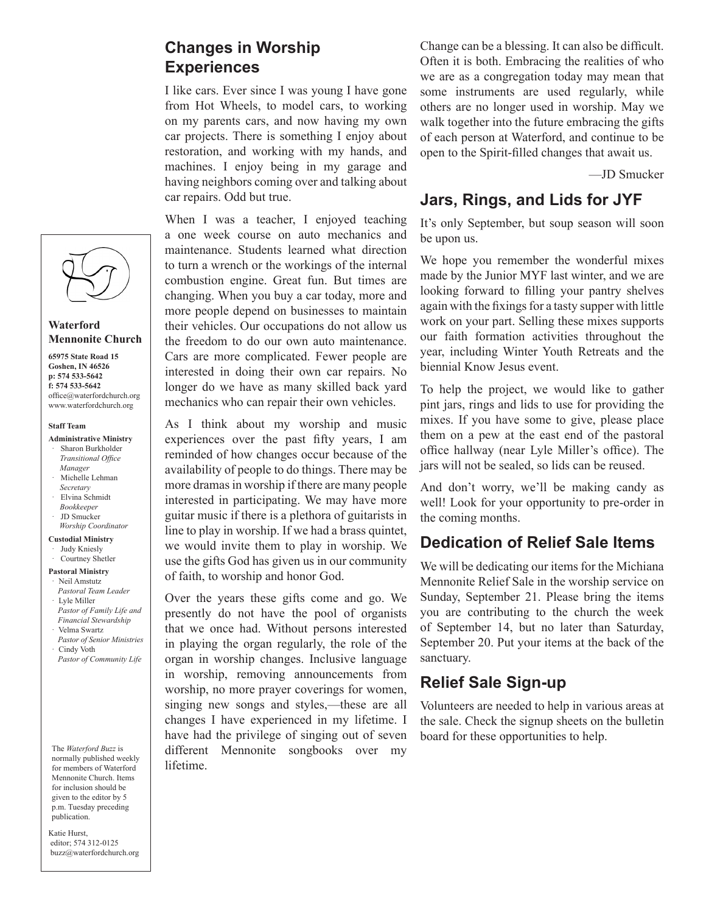## Changes in Worship Experiences

I like cars. Ever since I was young I have gone from Hot Wheels, to model cars, to working on my parents cars, and now having my own car projects. There is something I enjoy about restoration, and working with my hands, and machines. I enjoy being in my garage and having neighbors coming over and talking about car repairs. Odd but true.

When I was a teacher, I enjoyed teaching a one week course on auto mechanics and maintenance. Students learned what direction to turn a wrench or the workings of the internal combustion engine. Great fun. But times are changing. When you buy a car today, more and more people depend on businesses to maintain their vehicles. Our occupations do not allow us the freedom to do our own auto maintenance. Cars are more complicated. Fewer people are interested in doing their own car repairs. No longer do we have as many skilled back yard mechanics who can repair their own vehicles.

As I think about my worship and music experiences over the past fifty years, I am reminded of how changes occur because of the availability of people to do things. There may be more dramas in worship if there are many people interested in participating. We may have more guitar music if there is a plethora of guitarists in line to play in worship. If we had a brass quintet, we would invite them to play in worship. We use the gifts God has given us in our community of faith, to worship and honor God.

Over the years these gifts come and go. We presently do not have the pool of organists that we once had. Without persons interested in playing the organ regularly, the role of the organ in worship changes. Inclusive language in worship, removing announcements from worship, no more prayer coverings for women, singing new songs and styles,—these are all changes I have experienced in my lifetime. I have had the privilege of singing out of seven different Mennonite songbooks over my lifetime.

Change can be a blessing. It can also be difficult. Often it is both. Embracing the realities of who we are as a congregation today may mean that some instruments are used regularly, while others are no longer used in worship. May we walk together into the future embracing the gifts of each person at Waterford, and continue to be open to the Spirit-filled changes that await us.

—JD Smucker

## Jars, Rings, and Lids for JYF

It's only September, but soup season will soon be upon us.

We hope you remember the wonderful mixes made by the Junior MYF last winter, and we are looking forward to filling your pantry shelves again with the fixings for a tasty supper with little work on your part. Selling these mixes supports our faith formation activities throughout the year, including Winter Youth Retreats and the biennial Know Jesus event.

To help the project, we would like to gather pint jars, rings and lids to use for providing the mixes. If you have some to give, please place them on a pew at the east end of the pastoral office hallway (near Lyle Miller's office). The jars will not be sealed, so lids can be reused.

And don't worry, we'll be making candy as well! Look for your opportunity to pre-order in the coming months.

## Dedication of Relief Sale Items

We will be dedicating our items for the Michiana Mennonite Relief Sale in the worship service on Sunday, September 21. Please bring the items you are contributing to the church the week of September 14, but no later than Saturday, September 20. Put your items at the back of the sanctuary.

## Relief Sale Sign-up

Volunteers are needed to help in various areas at the sale. Check the signup sheets on the bulletin board for these opportunities to help.

---

**Waterford Mennonite Church**

**65975 State Road 15**
**Goshen, IN 46526**
**p: 574 533-5642**
**f: 574 533-5642**
office@waterfordchurch.org
www.waterfordchurch.org

**Staff Team**

**Administrative Ministry**
- Sharon Burkholder *Transitional Office Manager*
- Michelle Lehman *Secretary*
- Elvina Schmidt *Bookkeeper*
- JD Smucker *Worship Coordinator*

**Custodial Ministry**
- Judy Kniesly
- Courtney Shetler

**Pastoral Ministry**
- Neil Amstutz *Pastoral Team Leader*
- Lyle Miller *Pastor of Family Life and Financial Stewardship*
- Velma Swartz *Pastor of Senior Ministries*
- Cindy Voth *Pastor of Community Life*

The *Waterford Buzz* is normally published weekly for members of Waterford Mennonite Church. Items for inclusion should be given to the editor by 5 p.m. Tuesday preceding publication.

Katie Hurst, editor; 574 312-0125
buzz@waterfordchurch.org